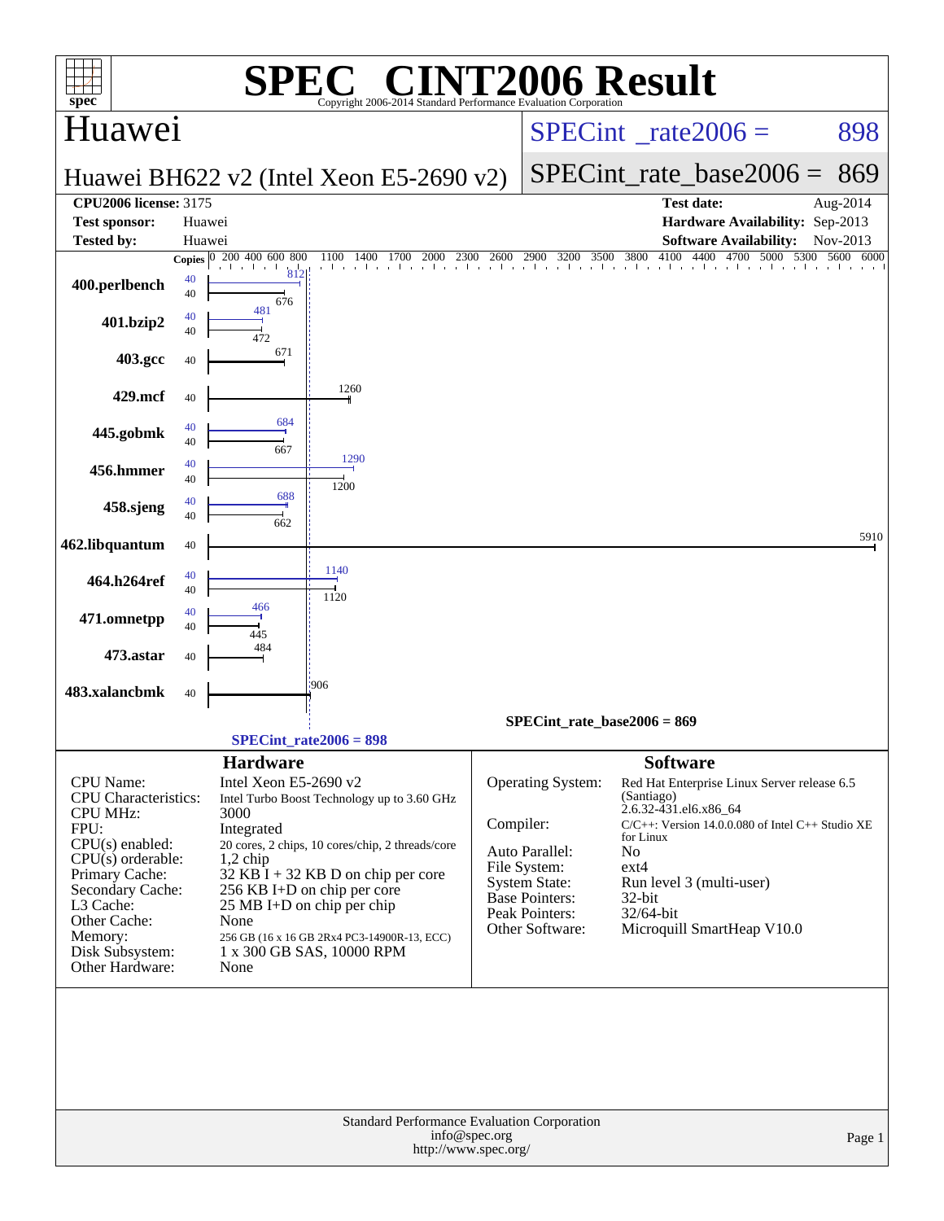# SPEC® CINT2006 Result

Copyright 2006-2014 Standard Performance Evaluation Corporation

## Huawei

**Huawei BH622 v2 (Intel Xeon E5-2690 v2)**

SPECint_rate2006 = 898

SPECint_rate_base2006 = 869

| | | | |
|---|---|---|---|
| **CPU2006 license:** 3175 | | **Test date:** | Aug-2014 |
| **Test sponsor:** | Huawei | **Hardware Availability:** | Sep-2013 |
| **Tested by:** | Huawei | **Software Availability:** | Nov-2013 |

| Benchmark | Copies (peak) | Peak | Copies (base) | Base |
|---|---|---|---|---|
| 400.perlbench | 40 | 812 | 40 | 676 |
| 401.bzip2 | 40 | 481 | 40 | 472 |
| 403.gcc | | | 40 | 671 |
| 429.mcf | | | 40 | 1260 |
| 445.gobmk | 40 | 684 | 40 | 667 |
| 456.hmmer | 40 | 1290 | 40 | 1200 |
| 458.sjeng | 40 | 688 | 40 | 662 |
| 462.libquantum | | | 40 | 5910 |
| 464.h264ref | 40 | 1140 | 40 | 1120 |
| 471.omnetpp | 40 | 466 | 40 | 445 |
| 473.astar | | | 40 | 484 |
| 483.xalancbmk | | | 40 | 906 |

SPECint_rate_base2006 = 869

SPECint_rate2006 = 898

## Hardware

| | |
|---|---|
| CPU Name: | Intel Xeon E5-2690 v2 |
| CPU Characteristics: | Intel Turbo Boost Technology up to 3.60 GHz |
| CPU MHz: | 3000 |
| FPU: | Integrated |
| CPU(s) enabled: | 20 cores, 2 chips, 10 cores/chip, 2 threads/core |
| CPU(s) orderable: | 1,2 chip |
| Primary Cache: | 32 KB I + 32 KB D on chip per core |
| Secondary Cache: | 256 KB I+D on chip per core |
| L3 Cache: | 25 MB I+D on chip per chip |
| Other Cache: | None |
| Memory: | 256 GB (16 x 16 GB 2Rx4 PC3-14900R-13, ECC) |
| Disk Subsystem: | 1 x 300 GB SAS, 10000 RPM |
| Other Hardware: | None |

## Software

| | |
|---|---|
| Operating System: | Red Hat Enterprise Linux Server release 6.5 (Santiago) 2.6.32-431.el6.x86_64 |
| Compiler: | C/C++: Version 14.0.0.080 of Intel C++ Studio XE for Linux |
| Auto Parallel: | No |
| File System: | ext4 |
| System State: | Run level 3 (multi-user) |
| Base Pointers: | 32-bit |
| Peak Pointers: | 32/64-bit |
| Other Software: | Microquill SmartHeap V10.0 |

Standard Performance Evaluation Corporation
info@spec.org
http://www.spec.org/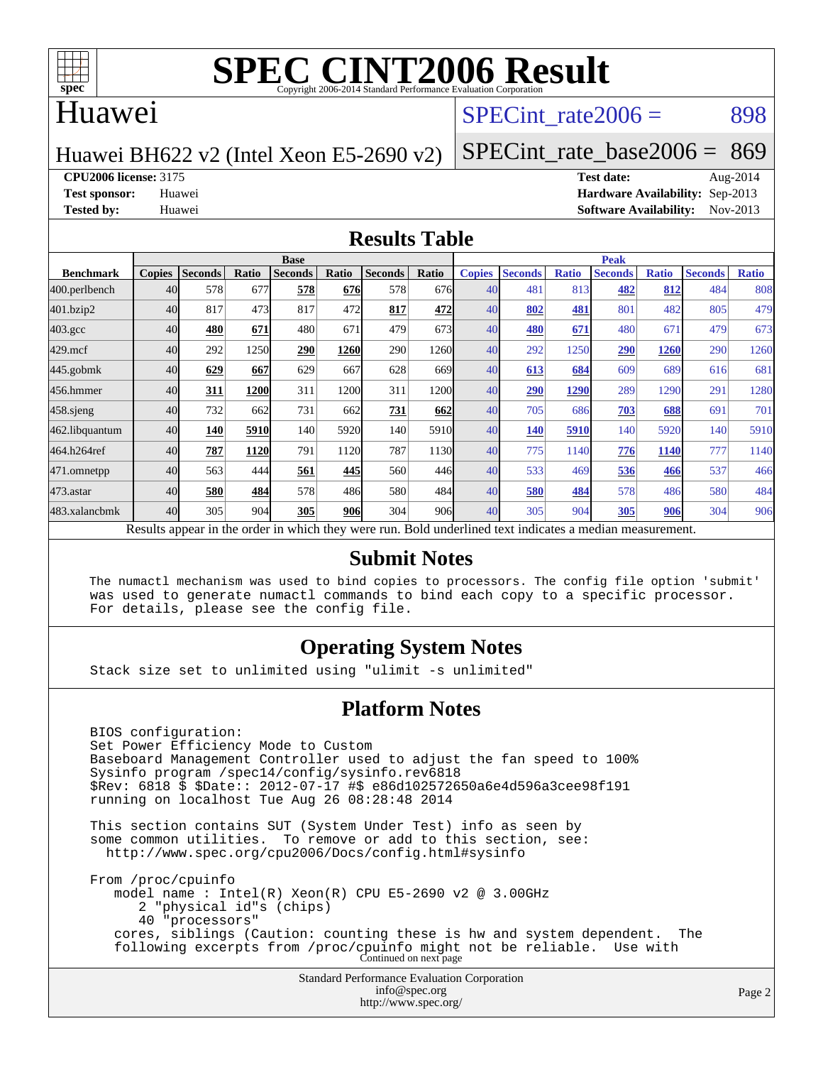# SPEC CINT2006 Result

Copyright 2006-2014 Standard Performance Evaluation Corporation

## Huawei

Huawei BH622 v2 (Intel Xeon E5-2690 v2)

SPECint_rate2006 = 898

SPECint_rate_base2006 = 869

**CPU2006 license:** 3175
**Test sponsor:** Huawei
**Tested by:** Huawei

**Test date:** Aug-2014
**Hardware Availability:** Sep-2013
**Software Availability:** Nov-2013

## Results Table

| Benchmark | Base | | | | | | | Peak | | | | | | |
|---|---|---|---|---|---|---|---|---|---|---|---|---|---|---|
| | Copies | Seconds | Ratio | Seconds | Ratio | Seconds | Ratio | Copies | Seconds | Ratio | Seconds | Ratio | Seconds | Ratio |
| 400.perlbench | 40 | 578 | 677 | **578** | **676** | 578 | 676 | 40 | 481 | 813 | **482** | **812** | 484 | 808 |
| 401.bzip2 | 40 | 817 | 473 | 817 | 472 | **817** | **472** | 40 | **802** | **481** | 801 | 482 | 805 | 479 |
| 403.gcc | 40 | **480** | **671** | 480 | 671 | 479 | 673 | 40 | **480** | **671** | 480 | 671 | 479 | 673 |
| 429.mcf | 40 | 292 | 1250 | **290** | **1260** | 290 | 1260 | 40 | 292 | 1250 | **290** | **1260** | 290 | 1260 |
| 445.gobmk | 40 | **629** | **667** | 629 | 667 | 628 | 669 | 40 | **613** | **684** | 609 | 689 | 616 | 681 |
| 456.hmmer | 40 | **311** | **1200** | 311 | 1200 | 311 | 1200 | 40 | **290** | **1290** | 289 | 1290 | 291 | 1280 |
| 458.sjeng | 40 | 732 | 662 | 731 | 662 | **731** | **662** | 40 | 705 | 686 | **703** | **688** | 691 | 701 |
| 462.libquantum | 40 | **140** | **5910** | 140 | 5920 | 140 | 5910 | 40 | **140** | **5910** | 140 | 5920 | 140 | 5910 |
| 464.h264ref | 40 | **787** | **1120** | 791 | 1120 | 787 | 1130 | 40 | 775 | 1140 | **776** | **1140** | 777 | 1140 |
| 471.omnetpp | 40 | 563 | 444 | **561** | **445** | 560 | 446 | 40 | 533 | 469 | **536** | **466** | 537 | 466 |
| 473.astar | 40 | **580** | **484** | 578 | 486 | 580 | 484 | 40 | **580** | **484** | 578 | 486 | 580 | 484 |
| 483.xalancbmk | 40 | 305 | 904 | **305** | **906** | 304 | 906 | 40 | 305 | 904 | **305** | **906** | 304 | 906 |

Results appear in the order in which they were run. Bold underlined text indicates a median measurement.

## Submit Notes

```
The numactl mechanism was used to bind copies to processors. The config file option 'submit'
was used to generate numactl commands to bind each copy to a specific processor.
For details, please see the config file.
```

## Operating System Notes

```
Stack size set to unlimited using "ulimit -s unlimited"
```

## Platform Notes

```
BIOS configuration:
Set Power Efficiency Mode to Custom
Baseboard Management Controller used to adjust the fan speed to 100%
Sysinfo program /spec14/config/sysinfo.rev6818
$Rev: 6818 $ $Date:: 2012-07-17 #$ e86d102572650a6e4d596a3cee98f191
running on localhost Tue Aug 26 08:28:48 2014

This section contains SUT (System Under Test) info as seen by
some common utilities.  To remove or add to this section, see:
  http://www.spec.org/cpu2006/Docs/config.html#sysinfo

From /proc/cpuinfo
   model name : Intel(R) Xeon(R) CPU E5-2690 v2 @ 3.00GHz
      2 "physical id"s (chips)
      40 "processors"
   cores, siblings (Caution: counting these is hw and system dependent.  The
   following excerpts from /proc/cpuinfo might not be reliable.  Use with
```

Continued on next page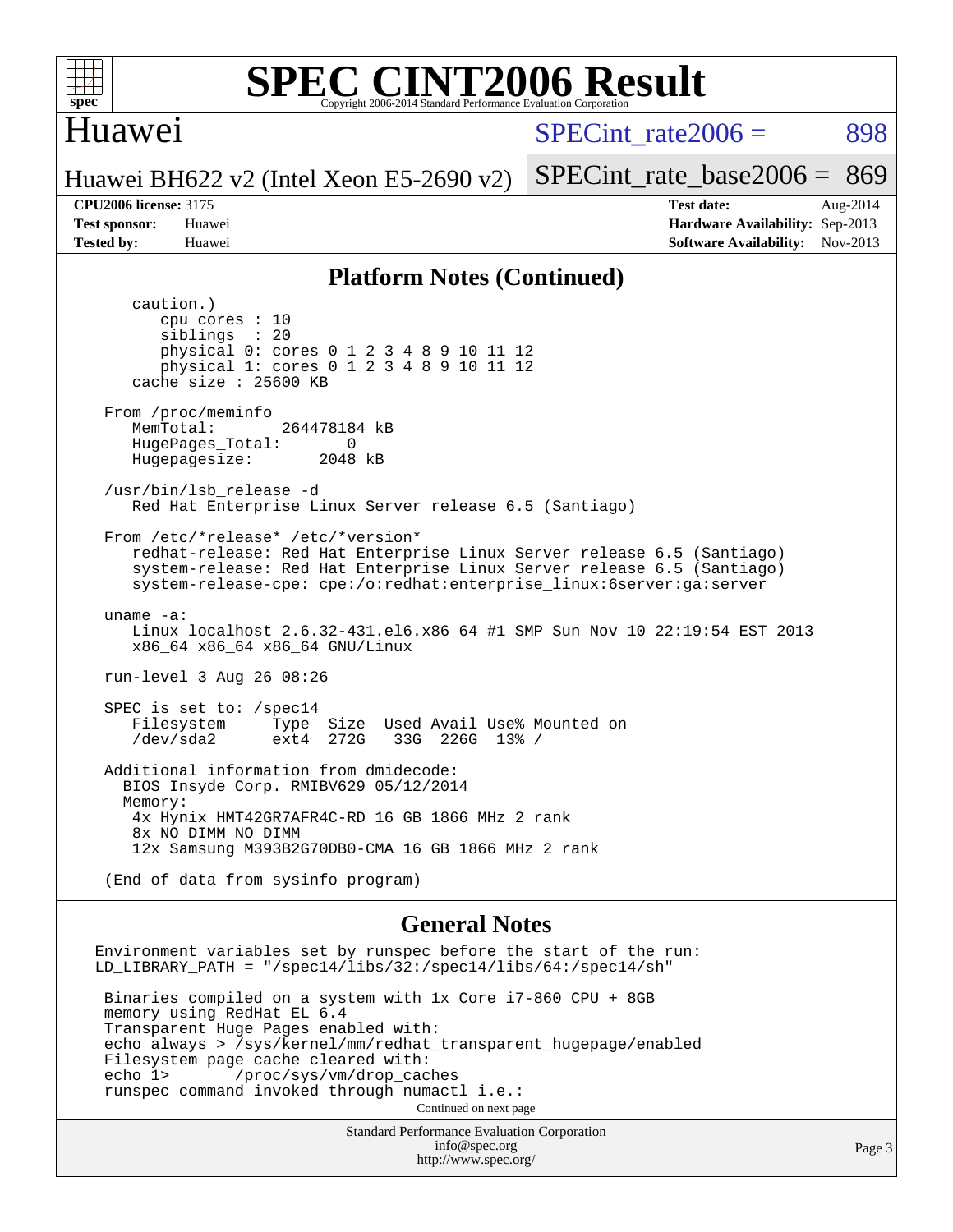## Platform Notes (Continued)

```
caution.)
   cpu cores : 10
   siblings  : 20
   physical 0: cores 0 1 2 3 4 8 9 10 11 12
   physical 1: cores 0 1 2 3 4 8 9 10 11 12
cache size : 25600 KB

From /proc/meminfo
   MemTotal:       264478184 kB
   HugePages_Total:       0
   Hugepagesize:       2048 kB

/usr/bin/lsb_release -d
   Red Hat Enterprise Linux Server release 6.5 (Santiago)

From /etc/*release* /etc/*version*
   redhat-release: Red Hat Enterprise Linux Server release 6.5 (Santiago)
   system-release: Red Hat Enterprise Linux Server release 6.5 (Santiago)
   system-release-cpe: cpe:/o:redhat:enterprise_linux:6server:ga:server

uname -a:
   Linux localhost 2.6.32-431.el6.x86_64 #1 SMP Sun Nov 10 22:19:54 EST 2013
   x86_64 x86_64 x86_64 GNU/Linux

run-level 3 Aug 26 08:26

SPEC is set to: /spec14
   Filesystem     Type  Size  Used Avail Use% Mounted on
   /dev/sda2      ext4  272G   33G  226G  13% /

Additional information from dmidecode:
  BIOS Insyde Corp. RMIBV629 05/12/2014
  Memory:
   4x Hynix HMT42GR7AFR4C-RD 16 GB 1866 MHz 2 rank
   8x NO DIMM NO DIMM
   12x Samsung M393B2G70DB0-CMA 16 GB 1866 MHz 2 rank

(End of data from sysinfo program)
```

## General Notes

```
Environment variables set by runspec before the start of the run:
LD_LIBRARY_PATH = "/spec14/libs/32:/spec14/libs/64:/spec14/sh"

 Binaries compiled on a system with 1x Core i7-860 CPU + 8GB
 memory using RedHat EL 6.4
 Transparent Huge Pages enabled with:
 echo always > /sys/kernel/mm/redhat_transparent_hugepage/enabled
 Filesystem page cache cleared with:
 echo 1>       /proc/sys/vm/drop_caches
 runspec command invoked through numactl i.e.:
```

Continued on next page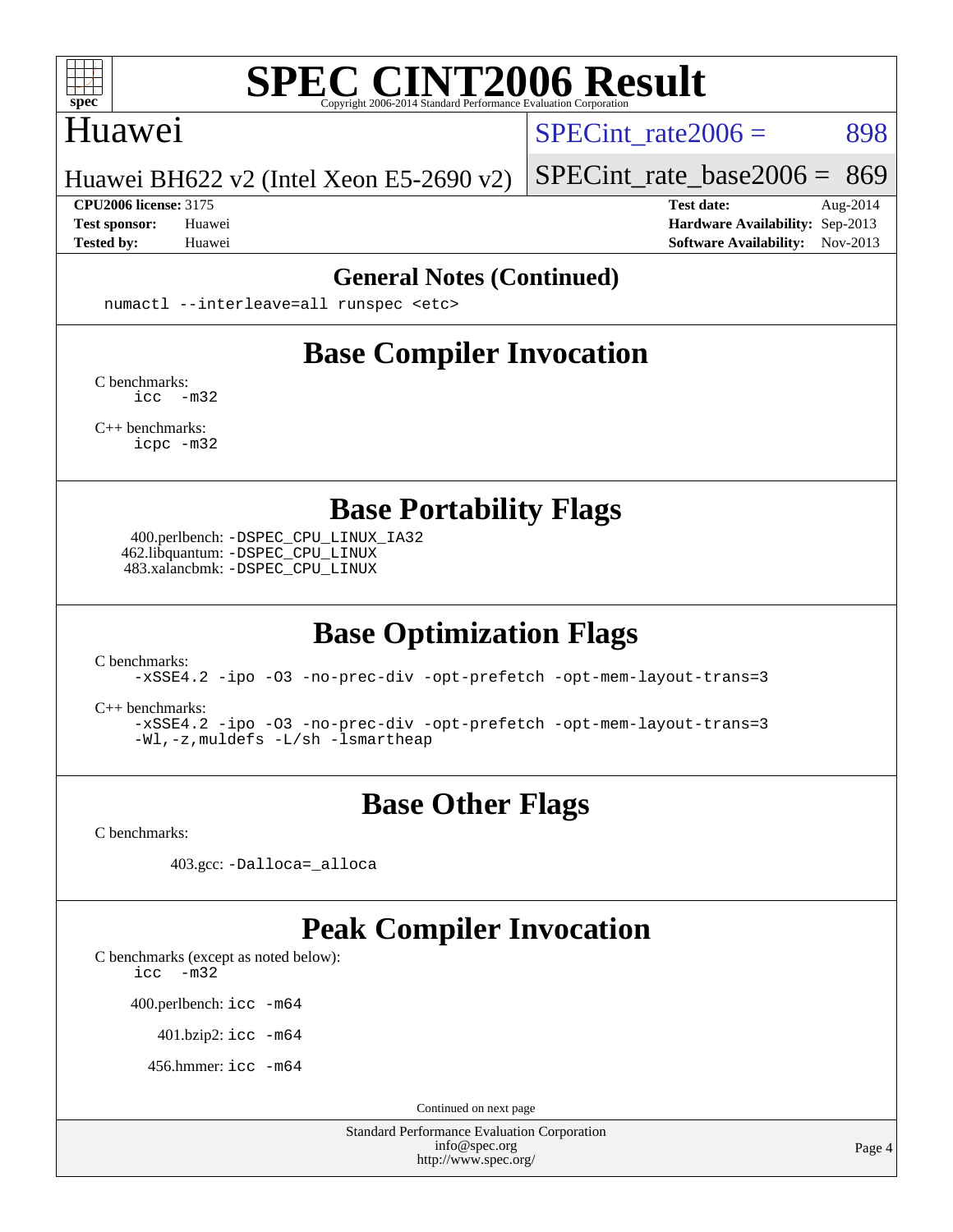## General Notes (Continued)

```
numactl --interleave=all runspec <etc>
```

## Base Compiler Invocation

C benchmarks:
```
icc  -m32
```

C++ benchmarks:
```
icpc -m32
```

## Base Portability Flags

400.perlbench: `-DSPEC_CPU_LINUX_IA32`
462.libquantum: `-DSPEC_CPU_LINUX`
483.xalancbmk: `-DSPEC_CPU_LINUX`

## Base Optimization Flags

C benchmarks:
```
-xSSE4.2 -ipo -O3 -no-prec-div -opt-prefetch -opt-mem-layout-trans=3
```

C++ benchmarks:
```
-xSSE4.2 -ipo -O3 -no-prec-div -opt-prefetch -opt-mem-layout-trans=3
-Wl,-z,muldefs -L/sh -lsmartheap
```

## Base Other Flags

C benchmarks:

403.gcc: `-Dalloca=_alloca`

## Peak Compiler Invocation

C benchmarks (except as noted below):
```
icc  -m32
```

400.perlbench: `icc -m64`

401.bzip2: `icc -m64`

456.hmmer: `icc -m64`

Continued on next page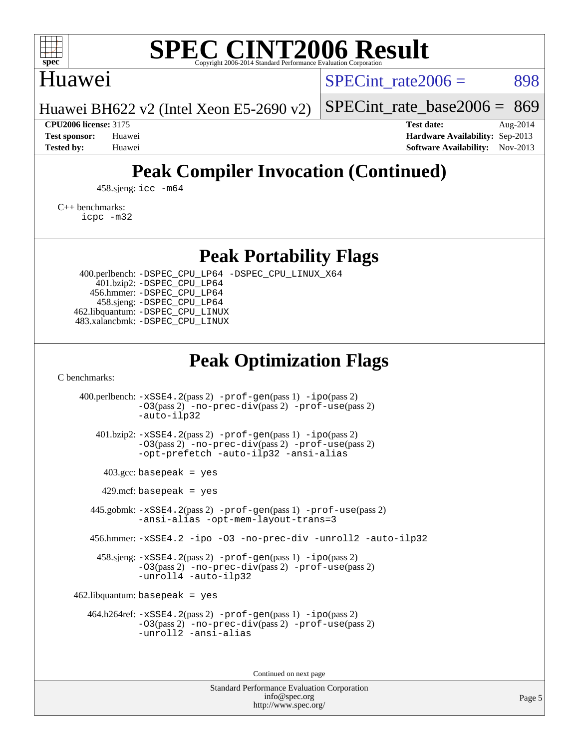# SPEC CINT2006 Result

Copyright 2006-2014 Standard Performance Evaluation Corporation

## Huawei

Huawei BH622 v2 (Intel Xeon E5-2690 v2)

SPECint_rate2006 = 898

SPECint_rate_base2006 = 869

**CPU2006 license:** 3175
**Test sponsor:** Huawei
**Tested by:** Huawei

**Test date:** Aug-2014
**Hardware Availability:** Sep-2013
**Software Availability:** Nov-2013

## Peak Compiler Invocation (Continued)

458.sjeng: `icc -m64`

C++ benchmarks:
`icpc -m32`

## Peak Portability Flags

400.perlbench: `-DSPEC_CPU_LP64 -DSPEC_CPU_LINUX_X64`
401.bzip2: `-DSPEC_CPU_LP64`
456.hmmer: `-DSPEC_CPU_LP64`
458.sjeng: `-DSPEC_CPU_LP64`
462.libquantum: `-DSPEC_CPU_LINUX`
483.xalancbmk: `-DSPEC_CPU_LINUX`

## Peak Optimization Flags

C benchmarks:

400.perlbench: `-xSSE4.2`(pass 2) `-prof-gen`(pass 1) `-ipo`(pass 2) `-O3`(pass 2) `-no-prec-div`(pass 2) `-prof-use`(pass 2) `-auto-ilp32`

401.bzip2: `-xSSE4.2`(pass 2) `-prof-gen`(pass 1) `-ipo`(pass 2) `-O3`(pass 2) `-no-prec-div`(pass 2) `-prof-use`(pass 2) `-opt-prefetch -auto-ilp32 -ansi-alias`

403.gcc: `basepeak = yes`

429.mcf: `basepeak = yes`

445.gobmk: `-xSSE4.2`(pass 2) `-prof-gen`(pass 1) `-prof-use`(pass 2) `-ansi-alias -opt-mem-layout-trans=3`

456.hmmer: `-xSSE4.2 -ipo -O3 -no-prec-div -unroll2 -auto-ilp32`

458.sjeng: `-xSSE4.2`(pass 2) `-prof-gen`(pass 1) `-ipo`(pass 2) `-O3`(pass 2) `-no-prec-div`(pass 2) `-prof-use`(pass 2) `-unroll4 -auto-ilp32`

462.libquantum: `basepeak = yes`

464.h264ref: `-xSSE4.2`(pass 2) `-prof-gen`(pass 1) `-ipo`(pass 2) `-O3`(pass 2) `-no-prec-div`(pass 2) `-prof-use`(pass 2) `-unroll2 -ansi-alias`

Continued on next page

Standard Performance Evaluation Corporation
info@spec.org
http://www.spec.org/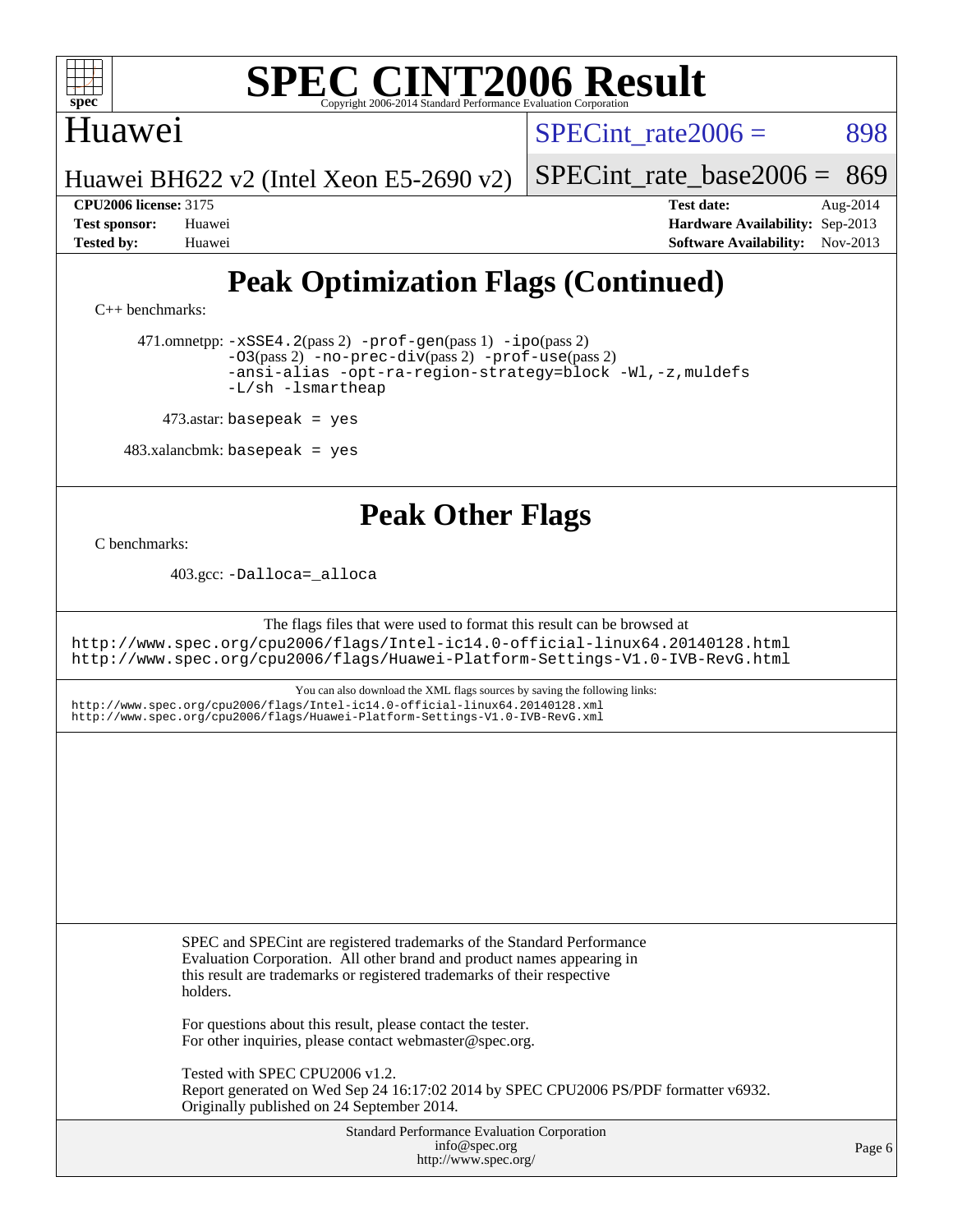# Peak Optimization Flags (Continued)

C++ benchmarks:

471.omnetpp: -xSSE4.2(pass 2) -prof-gen(pass 1) -ipo(pass 2) -O3(pass 2) -no-prec-div(pass 2) -prof-use(pass 2) -ansi-alias -opt-ra-region-strategy=block -Wl,-z,muldefs -L/sh -lsmartheap

473.astar: basepeak = yes

483.xalancbmk: basepeak = yes

# Peak Other Flags

C benchmarks:

403.gcc: -Dalloca=_alloca

The flags files that were used to format this result can be browsed at
http://www.spec.org/cpu2006/flags/Intel-ic14.0-official-linux64.20140128.html
http://www.spec.org/cpu2006/flags/Huawei-Platform-Settings-V1.0-IVB-RevG.html

You can also download the XML flags sources by saving the following links:
http://www.spec.org/cpu2006/flags/Intel-ic14.0-official-linux64.20140128.xml
http://www.spec.org/cpu2006/flags/Huawei-Platform-Settings-V1.0-IVB-RevG.xml

SPEC and SPECint are registered trademarks of the Standard Performance Evaluation Corporation. All other brand and product names appearing in this result are trademarks or registered trademarks of their respective holders.

For questions about this result, please contact the tester.
For other inquiries, please contact webmaster@spec.org.

Tested with SPEC CPU2006 v1.2.
Report generated on Wed Sep 24 16:17:02 2014 by SPEC CPU2006 PS/PDF formatter v6932.
Originally published on 24 September 2014.